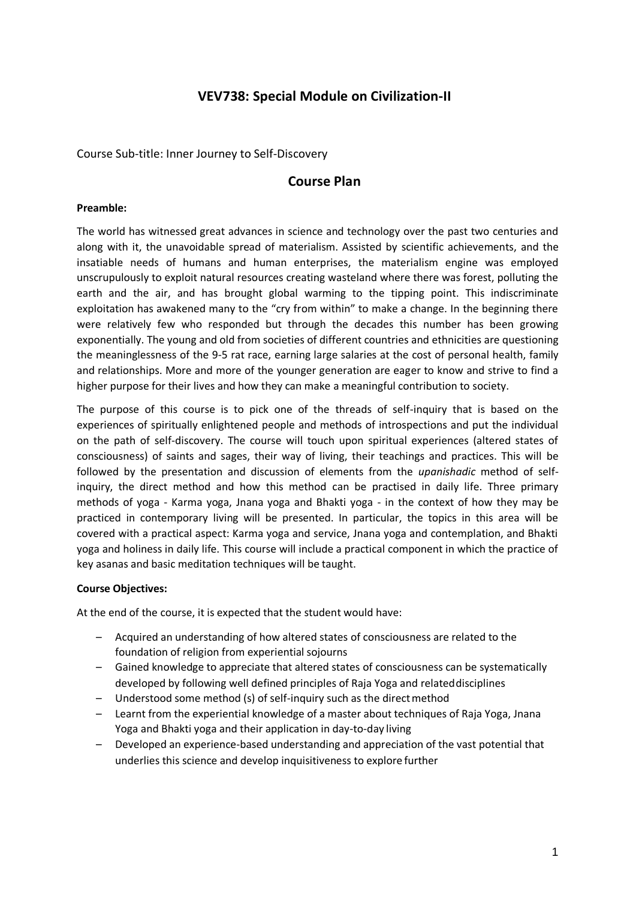# VEV738: Special Module on Civilization-II

Course Sub-title: Inner Journey to Self-Discovery

## Course Plan

**Preamble:**

The world has witnessed great advances in science and technology over the past two centuries and along with it, the unavoidable spread of materialism. Assisted by scientific achievements, and the insatiable needs of humans and human enterprises, the materialism engine was employed unscrupulously to exploit natural resources creating wasteland where there was forest, polluting the earth and the air, and has brought global warming to the tipping point. This indiscriminate exploitation has awakened many to the "cry from within" to make a change. In the beginning there were relatively few who responded but through the decades this number has been growing exponentially. The young and old from societies of different countries and ethnicities are questioning the meaninglessness of the 9-5 rat race, earning large salaries at the cost of personal health, family and relationships. More and more of the younger generation are eager to know and strive to find a higher purpose for their lives and how they can make a meaningful contribution to society.

The purpose of this course is to pick one of the threads of self-inquiry that is based on the experiences of spiritually enlightened people and methods of introspections and put the individual on the path of self-discovery. The course will touch upon spiritual experiences (altered states of consciousness) of saints and sages, their way of living, their teachings and practices. This will be followed by the presentation and discussion of elements from the *upanishadic* method of self-inquiry, the direct method and how this method can be practised in daily life. Three primary methods of yoga - Karma yoga, Jnana yoga and Bhakti yoga - in the context of how they may be practiced in contemporary living will be presented. In particular, the topics in this area will be covered with a practical aspect: Karma yoga and service, Jnana yoga and contemplation, and Bhakti yoga and holiness in daily life. This course will include a practical component in which the practice of key asanas and basic meditation techniques will be taught.

**Course Objectives:**

At the end of the course, it is expected that the student would have:

- Acquired an understanding of how altered states of consciousness are related to the foundation of religion from experiential sojourns
- Gained knowledge to appreciate that altered states of consciousness can be systematically developed by following well defined principles of Raja Yoga and related disciplines
- Understood some method (s) of self-inquiry such as the direct method
- Learnt from the experiential knowledge of a master about techniques of Raja Yoga, Jnana Yoga and Bhakti yoga and their application in day-to-day living
- Developed an experience-based understanding and appreciation of the vast potential that underlies this science and develop inquisitiveness to explore further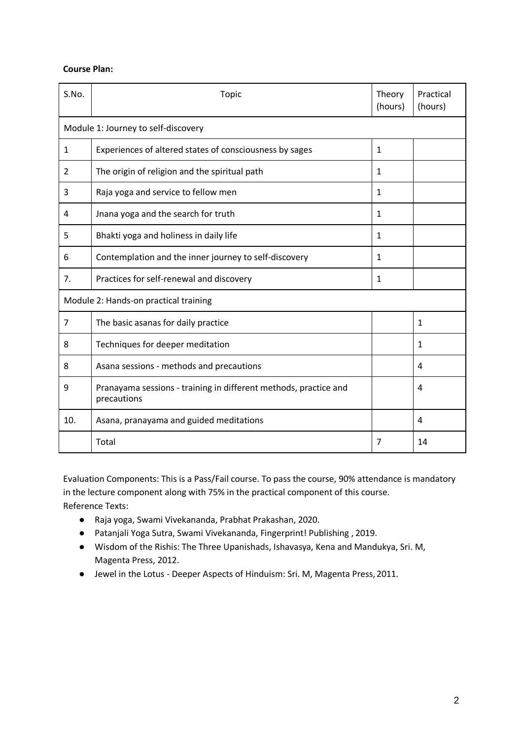**Course Plan:**

| S.No. | Topic | Theory (hours) | Practical (hours) |
|---|---|---|---|
| Module 1: Journey to self-discovery | | | |
| 1 | Experiences of altered states of consciousness by sages | 1 | |
| 2 | The origin of religion and the spiritual path | 1 | |
| 3 | Raja yoga and service to fellow men | 1 | |
| 4 | Jnana yoga and the search for truth | 1 | |
| 5 | Bhakti yoga and holiness in daily life | 1 | |
| 6 | Contemplation and the inner journey to self-discovery | 1 | |
| 7. | Practices for self-renewal and discovery | 1 | |
| Module 2: Hands-on practical training | | | |
| 7 | The basic asanas for daily practice | | 1 |
| 8 | Techniques for deeper meditation | | 1 |
| 8 | Asana sessions - methods and precautions | | 4 |
| 9 | Pranayama sessions - training in different methods, practice and precautions | | 4 |
| 10. | Asana, pranayama and guided meditations | | 4 |
| | Total | 7 | 14 |

Evaluation Components: This is a Pass/Fail course. To pass the course, 90% attendance is mandatory in the lecture component along with 75% in the practical component of this course.

Reference Texts:

- Raja yoga, Swami Vivekananda, Prabhat Prakashan, 2020.
- Patanjali Yoga Sutra, Swami Vivekananda, Fingerprint! Publishing , 2019.
- Wisdom of the Rishis: The Three Upanishads, Ishavasya, Kena and Mandukya, Sri. M, Magenta Press, 2012.
- Jewel in the Lotus - Deeper Aspects of Hinduism: Sri. M, Magenta Press, 2011.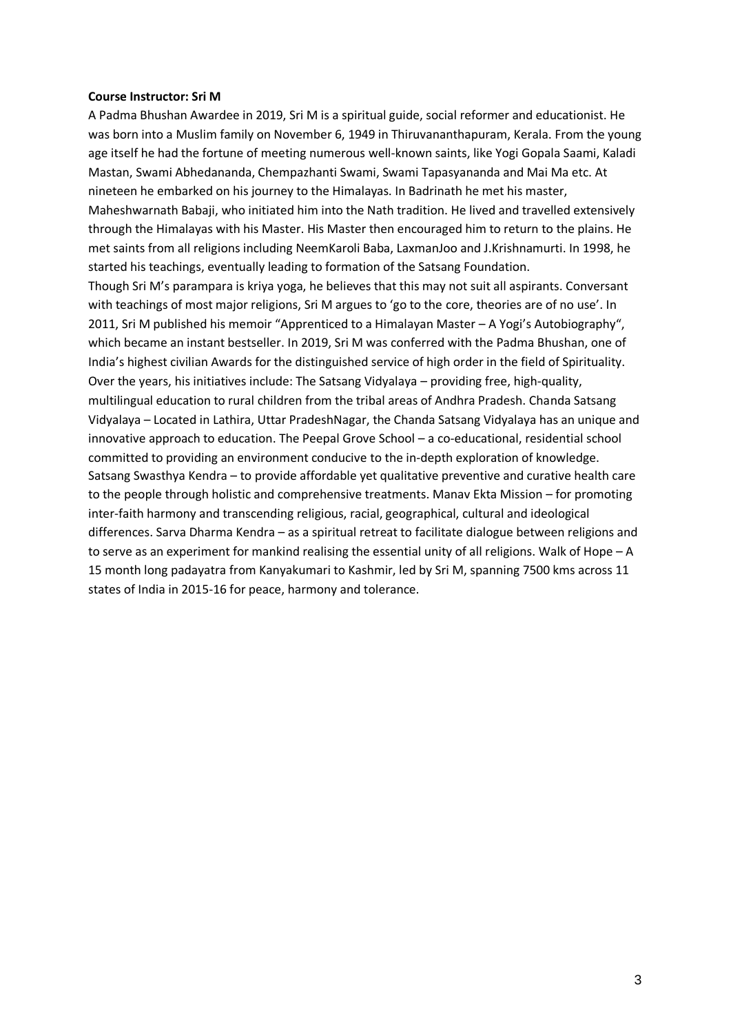**Course Instructor: Sri M**

A Padma Bhushan Awardee in 2019, Sri M is a spiritual guide, social reformer and educationist. He was born into a Muslim family on November 6, 1949 in Thiruvananthapuram, Kerala. From the young age itself he had the fortune of meeting numerous well-known saints, like Yogi Gopala Saami, Kaladi Mastan, Swami Abhedananda, Chempazhanti Swami, Swami Tapasyananda and Mai Ma etc. At nineteen he embarked on his journey to the Himalayas. In Badrinath he met his master, Maheshwarnath Babaji, who initiated him into the Nath tradition. He lived and travelled extensively through the Himalayas with his Master. His Master then encouraged him to return to the plains. He met saints from all religions including NeemKaroli Baba, LaxmanJoo and J.Krishnamurti. In 1998, he started his teachings, eventually leading to formation of the Satsang Foundation.

Though Sri M's parampara is kriya yoga, he believes that this may not suit all aspirants. Conversant with teachings of most major religions, Sri M argues to 'go to the core, theories are of no use'. In 2011, Sri M published his memoir "Apprenticed to a Himalayan Master – A Yogi's Autobiography", which became an instant bestseller. In 2019, Sri M was conferred with the Padma Bhushan, one of India's highest civilian Awards for the distinguished service of high order in the field of Spirituality. Over the years, his initiatives include: The Satsang Vidyalaya – providing free, high-quality, multilingual education to rural children from the tribal areas of Andhra Pradesh. Chanda Satsang Vidyalaya – Located in Lathira, Uttar PradeshNagar, the Chanda Satsang Vidyalaya has an unique and innovative approach to education. The Peepal Grove School – a co-educational, residential school committed to providing an environment conducive to the in-depth exploration of knowledge. Satsang Swasthya Kendra – to provide affordable yet qualitative preventive and curative health care to the people through holistic and comprehensive treatments. Manav Ekta Mission – for promoting inter-faith harmony and transcending religious, racial, geographical, cultural and ideological differences. Sarva Dharma Kendra – as a spiritual retreat to facilitate dialogue between religions and to serve as an experiment for mankind realising the essential unity of all religions. Walk of Hope – A 15 month long padayatra from Kanyakumari to Kashmir, led by Sri M, spanning 7500 kms across 11 states of India in 2015-16 for peace, harmony and tolerance.